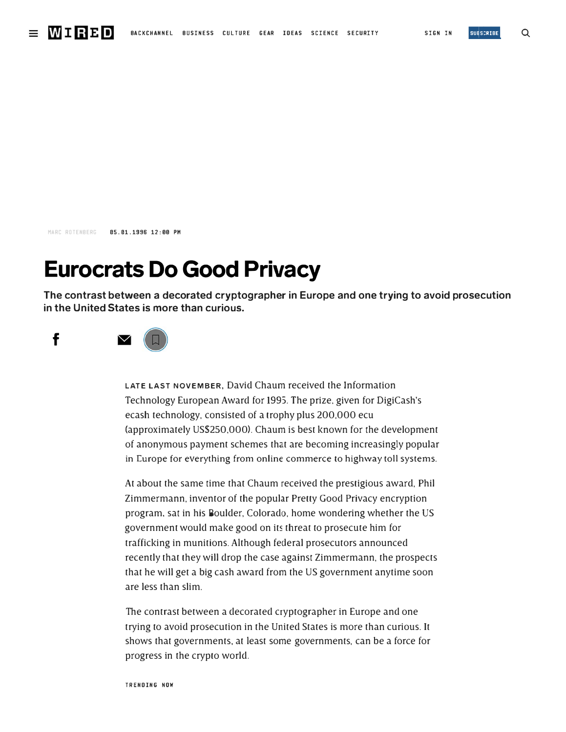MARC ROTENBERG 05.01.1996 12:00 PM

# Eurocrats Do Good Privacy

**The contrast between a decorated cryptographer in Europe and one trying to avoid prosecution in the United States is more than curious.**

LATE LAST NOVEMBER, David Chaum received the Information Technology European Award for 1995. The prize, given for DigiCash's ecash technology, consisted of a trophy plus 200,000 ecu (approximately US$250,000). Chaum is best known for the development of anonymous payment schemes that are becoming increasingly popular in Europe for everything from online commerce to highway toll systems.

At about the same time that Chaum received the prestigious award, Phil Zimmermann, inventor of the popular Pretty Good Privacy encryption program, sat in his Boulder, Colorado, home wondering whether the US government would make good on its threat to prosecute him for trafficking in munitions. Although federal prosecutors announced recently that they will drop the case against Zimmermann, the prospects that he will get a big cash award from the US government anytime soon are less than slim.

The contrast between a decorated cryptographer in Europe and one trying to avoid prosecution in the United States is more than curious. It shows that governments, at least some governments, can be a force for progress in the crypto world.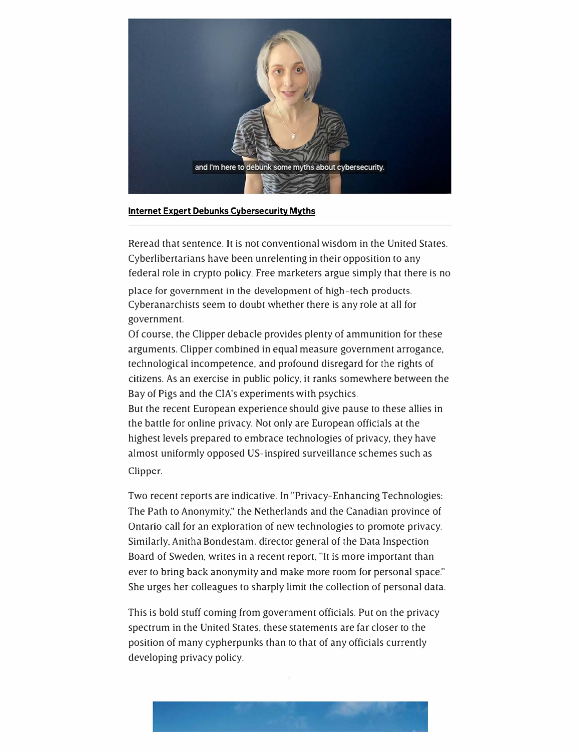**Internet Expert Debunks Cybersecurity Myths**

Reread that sentence. It is not conventional wisdom in the United States. Cyberlibertarians have been unrelenting in their opposition to any federal role in crypto policy. Free marketers argue simply that there is no place for government in the development of high-tech products. Cyberanarchists seem to doubt whether there is any role at all for government.

Of course, the Clipper debacle provides plenty of ammunition for these arguments. Clipper combined in equal measure government arrogance, technological incompetence, and profound disregard for the rights of citizens. As an exercise in public policy, it ranks somewhere between the Bay of Pigs and the CIA's experiments with psychics.

But the recent European experience should give pause to these allies in the battle for online privacy. Not only are European officials at the highest levels prepared to embrace technologies of privacy, they have almost uniformly opposed US-inspired surveillance schemes such as Clipper.

Two recent reports are indicative. In "Privacy-Enhancing Technologies: The Path to Anonymity," the Netherlands and the Canadian province of Ontario call for an exploration of new technologies to promote privacy. Similarly, Anitha Bondestam, director general of the Data Inspection Board of Sweden, writes in a recent report, "It is more important than ever to bring back anonymity and make more room for personal space." She urges her colleagues to sharply limit the collection of personal data.

This is bold stuff coming from government officials. Put on the privacy spectrum in the United States, these statements are far closer to the position of many cypherpunks than to that of any officials currently developing privacy policy.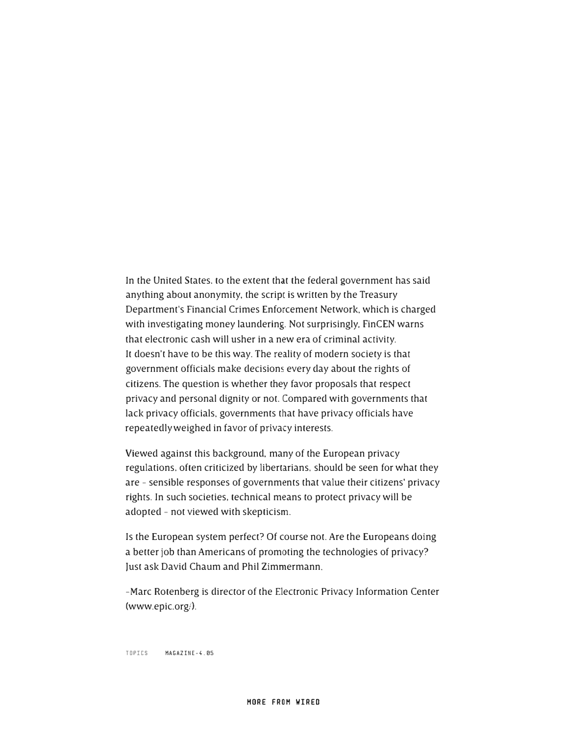In the United States, to the extent that the federal government has said anything about anonymity, the script is written by the Treasury Department's Financial Crimes Enforcement Network, which is charged with investigating money laundering. Not surprisingly, FinCEN warns that electronic cash will usher in a new era of criminal activity.
It doesn't have to be this way. The reality of modern society is that government officials make decisions every day about the rights of citizens. The question is whether they favor proposals that respect privacy and personal dignity or not. Compared with governments that lack privacy officials, governments that have privacy officials have repeatedly weighed in favor of privacy interests.

Viewed against this background, many of the European privacy regulations, often criticized by libertarians, should be seen for what they are - sensible responses of governments that value their citizens' privacy rights. In such societies, technical means to protect privacy will be adopted - not viewed with skepticism.

Is the European system perfect? Of course not. Are the Europeans doing a better job than Americans of promoting the technologies of privacy? Just ask David Chaum and Phil Zimmermann.

-Marc Rotenberg is director of the Electronic Privacy Information Center (www.epic.org/).

TOPICS MAGAZINE-4.05

MORE FROM WIRED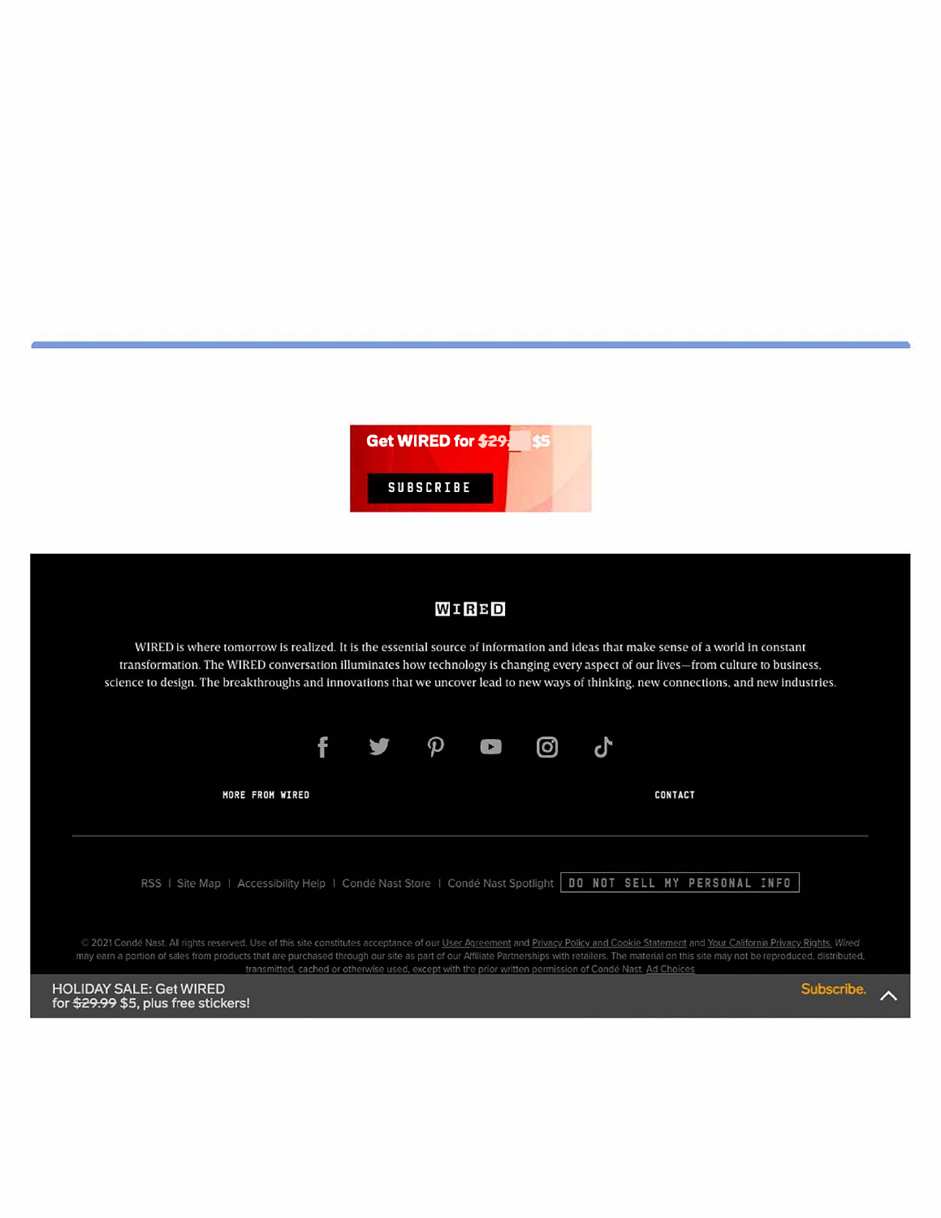Get WIRED for ~~$29.99~~ $5

SUBSCRIBE

WIRED

WIRED is where tomorrow is realized. It is the essential source of information and ideas that make sense of a world in constant transformation. The WIRED conversation illuminates how technology is changing every aspect of our lives—from culture to business, science to design. The breakthroughs and innovations that we uncover lead to new ways of thinking, new connections, and new industries.

MORE FROM WIRED

CONTACT

RSS | Site Map | Accessibility Help | Condé Nast Store | Condé Nast Spotlight | DO NOT SELL MY PERSONAL INFO

© 2021 Condé Nast. All rights reserved. Use of this site constitutes acceptance of our User Agreement and Privacy Policy and Cookie Statement and Your California Privacy Rights. *Wired* may earn a portion of sales from products that are purchased through our site as part of our Affiliate Partnerships with retailers. The material on this site may not be reproduced, distributed, transmitted, cached or otherwise used, except with the prior written permission of Condé Nast. Ad Choices

HOLIDAY SALE: Get WIRED for ~~$29.99~~ $5, plus free stickers!

Subscribe.